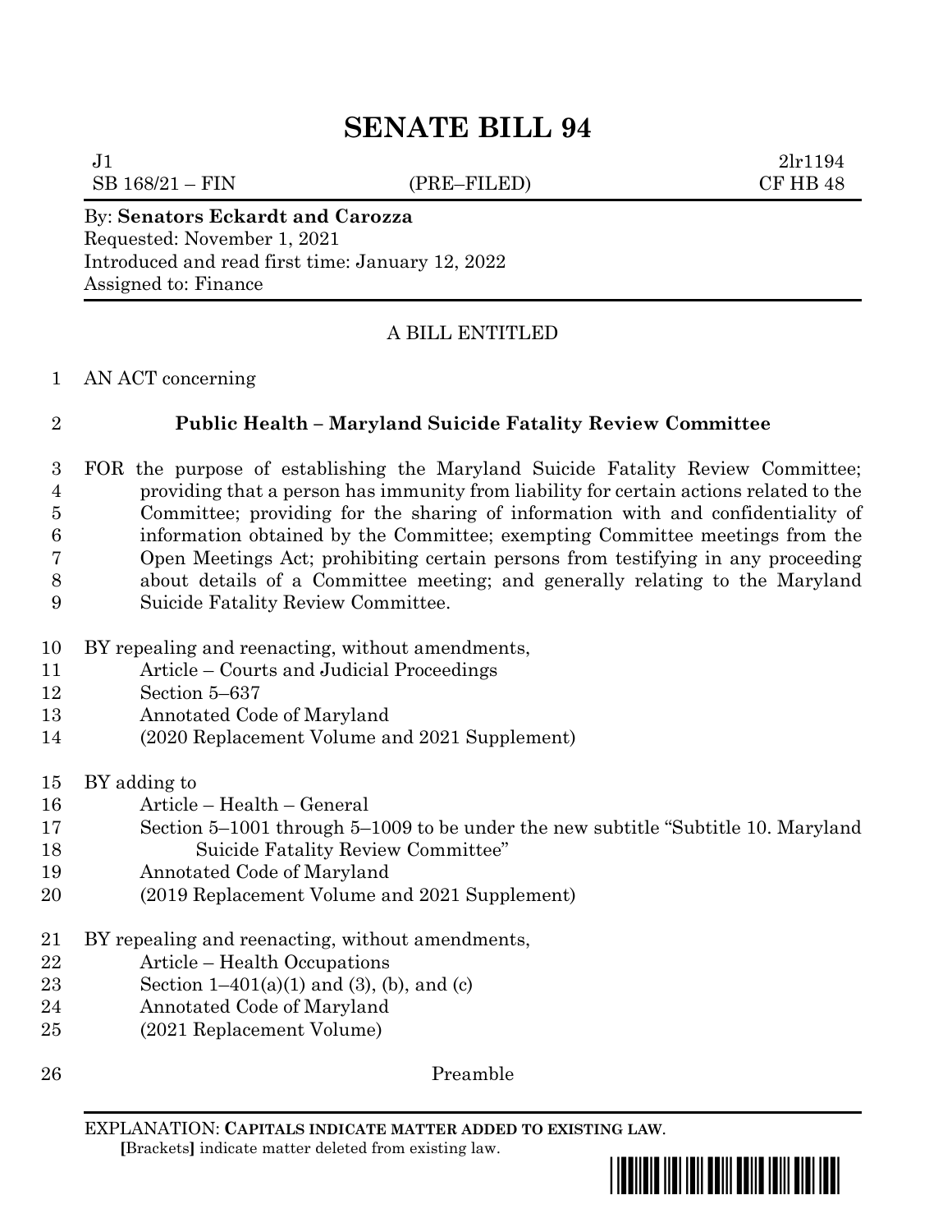# SENATE BILL 94

J1 2lr1194
SB 168/21 – FIN (PRE–FILED) CF HB 48

By: **Senators Eckardt and Carozza**
Requested: November 1, 2021
Introduced and read first time: January 12, 2022
Assigned to: Finance

A BILL ENTITLED

1 AN ACT concerning

2 **Public Health – Maryland Suicide Fatality Review Committee**

3 FOR the purpose of establishing the Maryland Suicide Fatality Review Committee;
4 providing that a person has immunity from liability for certain actions related to the
5 Committee; providing for the sharing of information with and confidentiality of
6 information obtained by the Committee; exempting Committee meetings from the
7 Open Meetings Act; prohibiting certain persons from testifying in any proceeding
8 about details of a Committee meeting; and generally relating to the Maryland
9 Suicide Fatality Review Committee.

10 BY repealing and reenacting, without amendments,
11 Article – Courts and Judicial Proceedings
12 Section 5–637
13 Annotated Code of Maryland
14 (2020 Replacement Volume and 2021 Supplement)

15 BY adding to
16 Article – Health – General
17 Section 5–1001 through 5–1009 to be under the new subtitle "Subtitle 10. Maryland
18 Suicide Fatality Review Committee"
19 Annotated Code of Maryland
20 (2019 Replacement Volume and 2021 Supplement)

21 BY repealing and reenacting, without amendments,
22 Article – Health Occupations
23 Section 1–401(a)(1) and (3), (b), and (c)
24 Annotated Code of Maryland
25 (2021 Replacement Volume)

26 Preamble

EXPLANATION: **CAPITALS INDICATE MATTER ADDED TO EXISTING LAW**.
**[**Brackets**]** indicate matter deleted from existing law.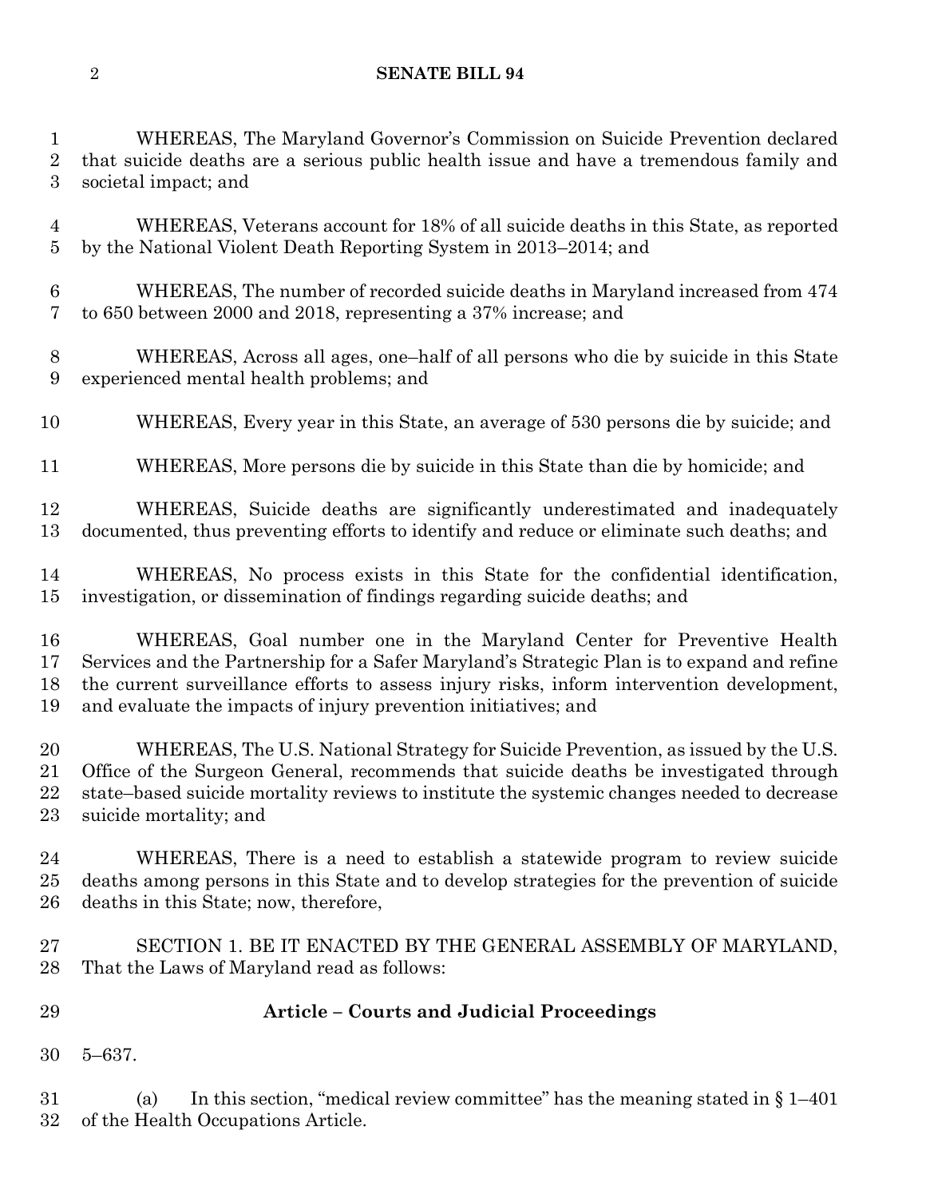WHEREAS, The Maryland Governor's Commission on Suicide Prevention declared that suicide deaths are a serious public health issue and have a tremendous family and societal impact; and

WHEREAS, Veterans account for 18% of all suicide deaths in this State, as reported by the National Violent Death Reporting System in 2013–2014; and

WHEREAS, The number of recorded suicide deaths in Maryland increased from 474 to 650 between 2000 and 2018, representing a 37% increase; and

WHEREAS, Across all ages, one–half of all persons who die by suicide in this State experienced mental health problems; and

WHEREAS, Every year in this State, an average of 530 persons die by suicide; and

WHEREAS, More persons die by suicide in this State than die by homicide; and

WHEREAS, Suicide deaths are significantly underestimated and inadequately documented, thus preventing efforts to identify and reduce or eliminate such deaths; and

WHEREAS, No process exists in this State for the confidential identification, investigation, or dissemination of findings regarding suicide deaths; and

WHEREAS, Goal number one in the Maryland Center for Preventive Health Services and the Partnership for a Safer Maryland's Strategic Plan is to expand and refine the current surveillance efforts to assess injury risks, inform intervention development, and evaluate the impacts of injury prevention initiatives; and

WHEREAS, The U.S. National Strategy for Suicide Prevention, as issued by the U.S. Office of the Surgeon General, recommends that suicide deaths be investigated through state–based suicide mortality reviews to institute the systemic changes needed to decrease suicide mortality; and

WHEREAS, There is a need to establish a statewide program to review suicide deaths among persons in this State and to develop strategies for the prevention of suicide deaths in this State; now, therefore,

SECTION 1. BE IT ENACTED BY THE GENERAL ASSEMBLY OF MARYLAND, That the Laws of Maryland read as follows:

**Article – Courts and Judicial Proceedings**

5–637.

(a) In this section, "medical review committee" has the meaning stated in § 1–401 of the Health Occupations Article.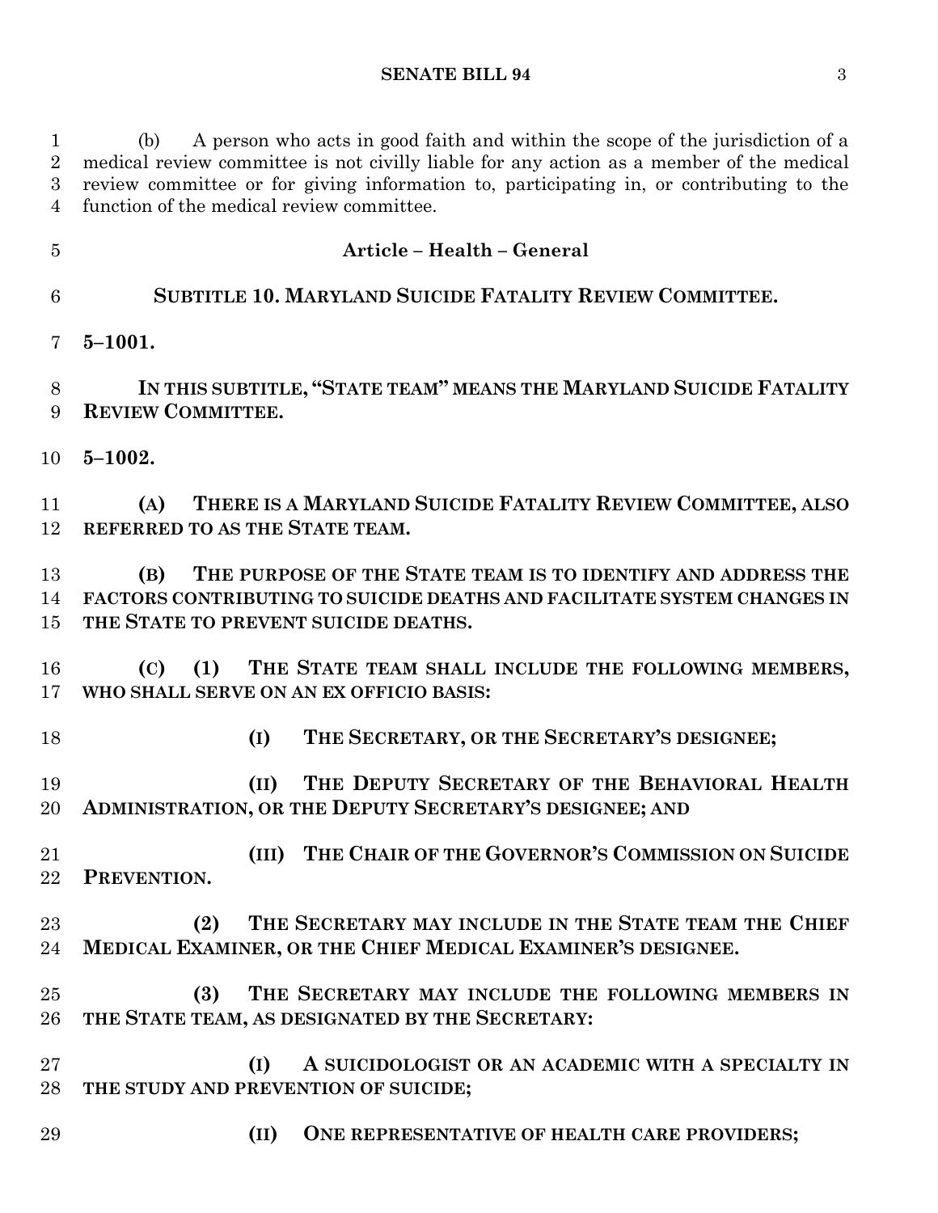(b) A person who acts in good faith and within the scope of the jurisdiction of a medical review committee is not civilly liable for any action as a member of the medical review committee or for giving information to, participating in, or contributing to the function of the medical review committee.

## Article – Health – General

### SUBTITLE 10. MARYLAND SUICIDE FATALITY REVIEW COMMITTEE.

**5–1001.**

**IN THIS SUBTITLE, "STATE TEAM" MEANS THE MARYLAND SUICIDE FATALITY REVIEW COMMITTEE.**

**5–1002.**

**(A) THERE IS A MARYLAND SUICIDE FATALITY REVIEW COMMITTEE, ALSO REFERRED TO AS THE STATE TEAM.**

**(B) THE PURPOSE OF THE STATE TEAM IS TO IDENTIFY AND ADDRESS THE FACTORS CONTRIBUTING TO SUICIDE DEATHS AND FACILITATE SYSTEM CHANGES IN THE STATE TO PREVENT SUICIDE DEATHS.**

**(C) (1) THE STATE TEAM SHALL INCLUDE THE FOLLOWING MEMBERS, WHO SHALL SERVE ON AN EX OFFICIO BASIS:**

**(I) THE SECRETARY, OR THE SECRETARY'S DESIGNEE;**

**(II) THE DEPUTY SECRETARY OF THE BEHAVIORAL HEALTH ADMINISTRATION, OR THE DEPUTY SECRETARY'S DESIGNEE; AND**

**(III) THE CHAIR OF THE GOVERNOR'S COMMISSION ON SUICIDE PREVENTION.**

**(2) THE SECRETARY MAY INCLUDE IN THE STATE TEAM THE CHIEF MEDICAL EXAMINER, OR THE CHIEF MEDICAL EXAMINER'S DESIGNEE.**

**(3) THE SECRETARY MAY INCLUDE THE FOLLOWING MEMBERS IN THE STATE TEAM, AS DESIGNATED BY THE SECRETARY:**

**(I) A SUICIDOLOGIST OR AN ACADEMIC WITH A SPECIALTY IN THE STUDY AND PREVENTION OF SUICIDE;**

**(II) ONE REPRESENTATIVE OF HEALTH CARE PROVIDERS;**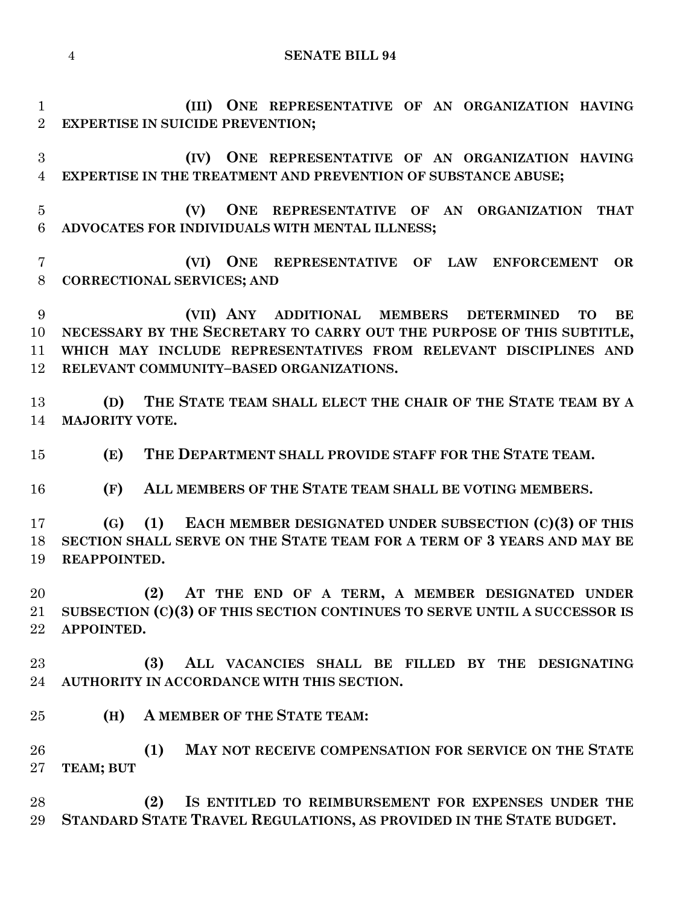**(III) ONE REPRESENTATIVE OF AN ORGANIZATION HAVING EXPERTISE IN SUICIDE PREVENTION;**

**(IV) ONE REPRESENTATIVE OF AN ORGANIZATION HAVING EXPERTISE IN THE TREATMENT AND PREVENTION OF SUBSTANCE ABUSE;**

**(V) ONE REPRESENTATIVE OF AN ORGANIZATION THAT ADVOCATES FOR INDIVIDUALS WITH MENTAL ILLNESS;**

**(VI) ONE REPRESENTATIVE OF LAW ENFORCEMENT OR CORRECTIONAL SERVICES; AND**

**(VII) ANY ADDITIONAL MEMBERS DETERMINED TO BE NECESSARY BY THE SECRETARY TO CARRY OUT THE PURPOSE OF THIS SUBTITLE, WHICH MAY INCLUDE REPRESENTATIVES FROM RELEVANT DISCIPLINES AND RELEVANT COMMUNITY–BASED ORGANIZATIONS.**

**(D) THE STATE TEAM SHALL ELECT THE CHAIR OF THE STATE TEAM BY A MAJORITY VOTE.**

**(E) THE DEPARTMENT SHALL PROVIDE STAFF FOR THE STATE TEAM.**

**(F) ALL MEMBERS OF THE STATE TEAM SHALL BE VOTING MEMBERS.**

**(G) (1) EACH MEMBER DESIGNATED UNDER SUBSECTION (C)(3) OF THIS SECTION SHALL SERVE ON THE STATE TEAM FOR A TERM OF 3 YEARS AND MAY BE REAPPOINTED.**

**(2) AT THE END OF A TERM, A MEMBER DESIGNATED UNDER SUBSECTION (C)(3) OF THIS SECTION CONTINUES TO SERVE UNTIL A SUCCESSOR IS APPOINTED.**

**(3) ALL VACANCIES SHALL BE FILLED BY THE DESIGNATING AUTHORITY IN ACCORDANCE WITH THIS SECTION.**

**(H) A MEMBER OF THE STATE TEAM:**

**(1) MAY NOT RECEIVE COMPENSATION FOR SERVICE ON THE STATE TEAM; BUT**

**(2) IS ENTITLED TO REIMBURSEMENT FOR EXPENSES UNDER THE STANDARD STATE TRAVEL REGULATIONS, AS PROVIDED IN THE STATE BUDGET.**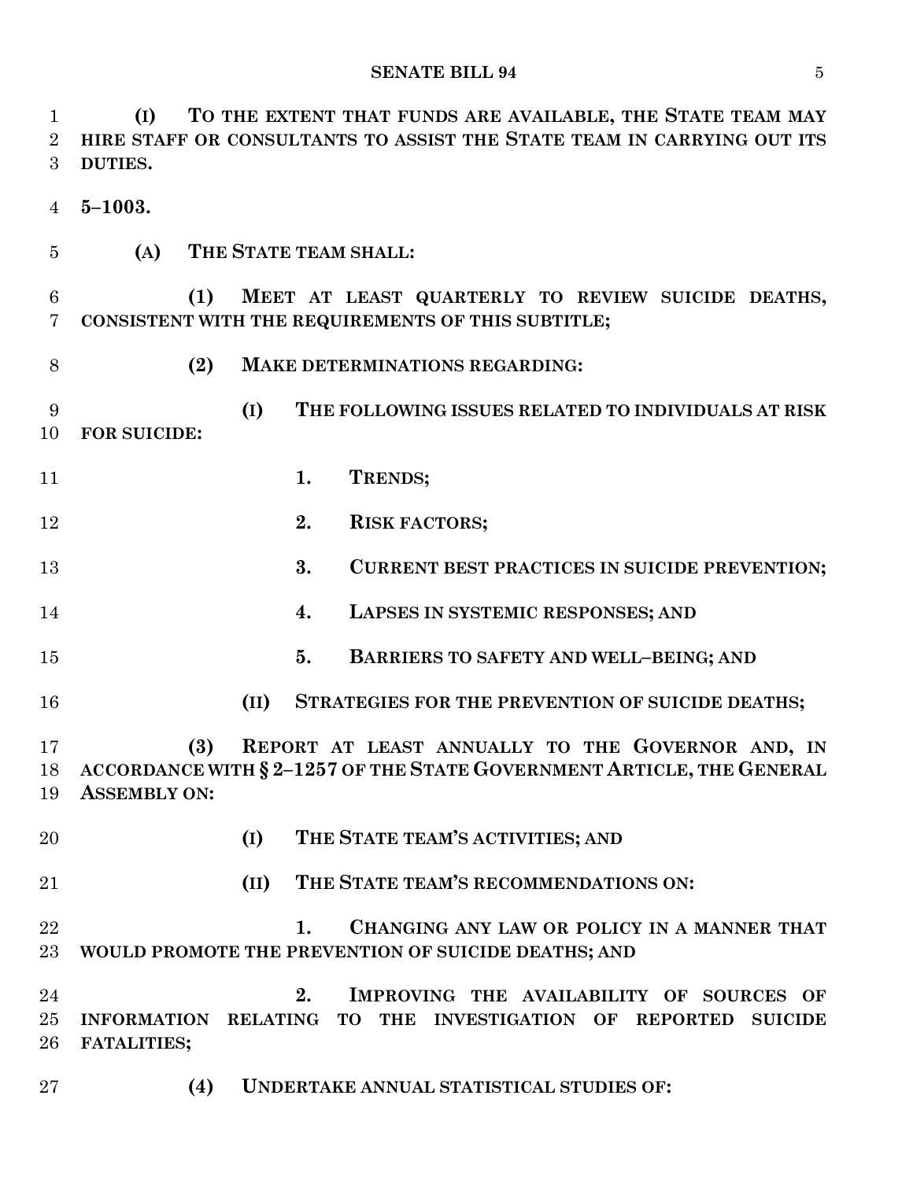**(I) TO THE EXTENT THAT FUNDS ARE AVAILABLE, THE STATE TEAM MAY HIRE STAFF OR CONSULTANTS TO ASSIST THE STATE TEAM IN CARRYING OUT ITS DUTIES.**

**5–1003.**

**(A) THE STATE TEAM SHALL:**

**(1) MEET AT LEAST QUARTERLY TO REVIEW SUICIDE DEATHS, CONSISTENT WITH THE REQUIREMENTS OF THIS SUBTITLE;**

**(2) MAKE DETERMINATIONS REGARDING:**

**(I) THE FOLLOWING ISSUES RELATED TO INDIVIDUALS AT RISK FOR SUICIDE:**

**1. TRENDS;**

**2. RISK FACTORS;**

**3. CURRENT BEST PRACTICES IN SUICIDE PREVENTION;**

**4. LAPSES IN SYSTEMIC RESPONSES; AND**

**5. BARRIERS TO SAFETY AND WELL–BEING; AND**

**(II) STRATEGIES FOR THE PREVENTION OF SUICIDE DEATHS;**

**(3) REPORT AT LEAST ANNUALLY TO THE GOVERNOR AND, IN ACCORDANCE WITH § 2–1257 OF THE STATE GOVERNMENT ARTICLE, THE GENERAL ASSEMBLY ON:**

**(I) THE STATE TEAM'S ACTIVITIES; AND**

**(II) THE STATE TEAM'S RECOMMENDATIONS ON:**

**1. CHANGING ANY LAW OR POLICY IN A MANNER THAT WOULD PROMOTE THE PREVENTION OF SUICIDE DEATHS; AND**

**2. IMPROVING THE AVAILABILITY OF SOURCES OF INFORMATION RELATING TO THE INVESTIGATION OF REPORTED SUICIDE FATALITIES;**

**(4) UNDERTAKE ANNUAL STATISTICAL STUDIES OF:**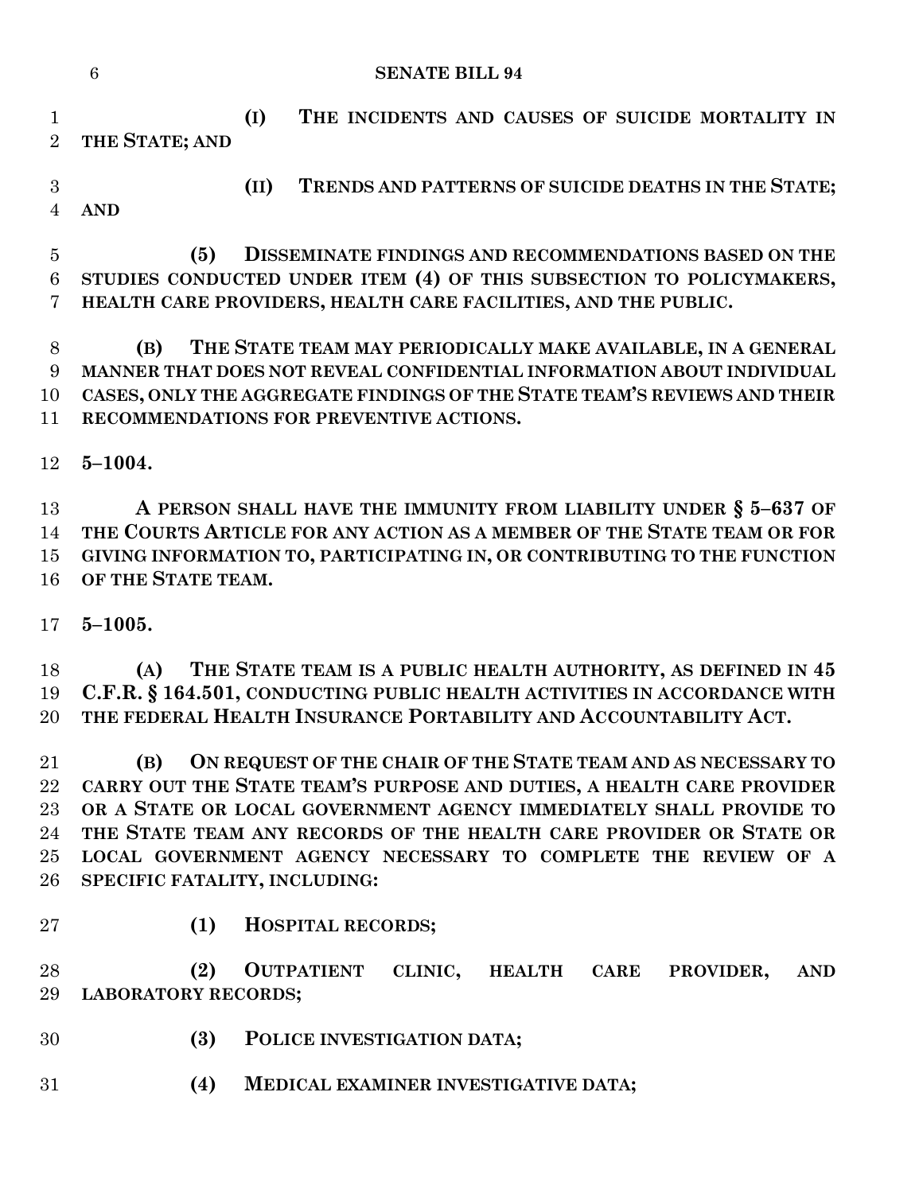**(I) THE INCIDENTS AND CAUSES OF SUICIDE MORTALITY IN THE STATE; AND**

**(II) TRENDS AND PATTERNS OF SUICIDE DEATHS IN THE STATE; AND**

**(5) DISSEMINATE FINDINGS AND RECOMMENDATIONS BASED ON THE STUDIES CONDUCTED UNDER ITEM (4) OF THIS SUBSECTION TO POLICYMAKERS, HEALTH CARE PROVIDERS, HEALTH CARE FACILITIES, AND THE PUBLIC.**

**(B) THE STATE TEAM MAY PERIODICALLY MAKE AVAILABLE, IN A GENERAL MANNER THAT DOES NOT REVEAL CONFIDENTIAL INFORMATION ABOUT INDIVIDUAL CASES, ONLY THE AGGREGATE FINDINGS OF THE STATE TEAM'S REVIEWS AND THEIR RECOMMENDATIONS FOR PREVENTIVE ACTIONS.**

**5–1004.**

**A PERSON SHALL HAVE THE IMMUNITY FROM LIABILITY UNDER § 5–637 OF THE COURTS ARTICLE FOR ANY ACTION AS A MEMBER OF THE STATE TEAM OR FOR GIVING INFORMATION TO, PARTICIPATING IN, OR CONTRIBUTING TO THE FUNCTION OF THE STATE TEAM.**

**5–1005.**

**(A) THE STATE TEAM IS A PUBLIC HEALTH AUTHORITY, AS DEFINED IN 45 C.F.R. § 164.501, CONDUCTING PUBLIC HEALTH ACTIVITIES IN ACCORDANCE WITH THE FEDERAL HEALTH INSURANCE PORTABILITY AND ACCOUNTABILITY ACT.**

**(B) ON REQUEST OF THE CHAIR OF THE STATE TEAM AND AS NECESSARY TO CARRY OUT THE STATE TEAM'S PURPOSE AND DUTIES, A HEALTH CARE PROVIDER OR A STATE OR LOCAL GOVERNMENT AGENCY IMMEDIATELY SHALL PROVIDE TO THE STATE TEAM ANY RECORDS OF THE HEALTH CARE PROVIDER OR STATE OR LOCAL GOVERNMENT AGENCY NECESSARY TO COMPLETE THE REVIEW OF A SPECIFIC FATALITY, INCLUDING:**

**(1) HOSPITAL RECORDS;**

**(2) OUTPATIENT CLINIC, HEALTH CARE PROVIDER, AND LABORATORY RECORDS;**

**(3) POLICE INVESTIGATION DATA;**

**(4) MEDICAL EXAMINER INVESTIGATIVE DATA;**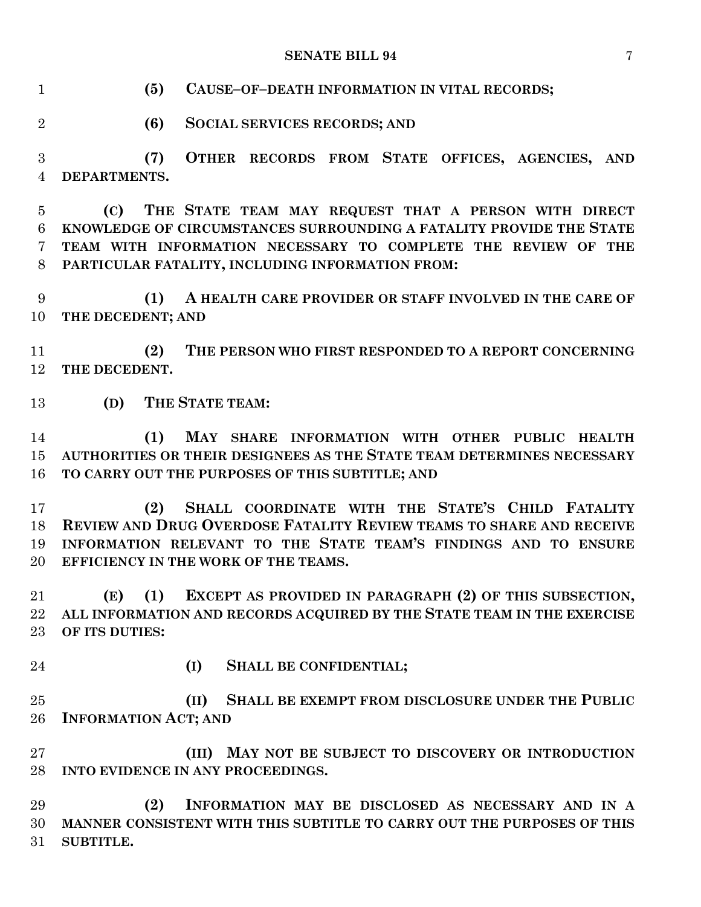**(5) CAUSE–OF–DEATH INFORMATION IN VITAL RECORDS;**

**(6) SOCIAL SERVICES RECORDS; AND**

**(7) OTHER RECORDS FROM STATE OFFICES, AGENCIES, AND DEPARTMENTS.**

**(C) THE STATE TEAM MAY REQUEST THAT A PERSON WITH DIRECT KNOWLEDGE OF CIRCUMSTANCES SURROUNDING A FATALITY PROVIDE THE STATE TEAM WITH INFORMATION NECESSARY TO COMPLETE THE REVIEW OF THE PARTICULAR FATALITY, INCLUDING INFORMATION FROM:**

**(1) A HEALTH CARE PROVIDER OR STAFF INVOLVED IN THE CARE OF THE DECEDENT; AND**

**(2) THE PERSON WHO FIRST RESPONDED TO A REPORT CONCERNING THE DECEDENT.**

**(D) THE STATE TEAM:**

**(1) MAY SHARE INFORMATION WITH OTHER PUBLIC HEALTH AUTHORITIES OR THEIR DESIGNEES AS THE STATE TEAM DETERMINES NECESSARY TO CARRY OUT THE PURPOSES OF THIS SUBTITLE; AND**

**(2) SHALL COORDINATE WITH THE STATE'S CHILD FATALITY REVIEW AND DRUG OVERDOSE FATALITY REVIEW TEAMS TO SHARE AND RECEIVE INFORMATION RELEVANT TO THE STATE TEAM'S FINDINGS AND TO ENSURE EFFICIENCY IN THE WORK OF THE TEAMS.**

**(E) (1) EXCEPT AS PROVIDED IN PARAGRAPH (2) OF THIS SUBSECTION, ALL INFORMATION AND RECORDS ACQUIRED BY THE STATE TEAM IN THE EXERCISE OF ITS DUTIES:**

**(I) SHALL BE CONFIDENTIAL;**

**(II) SHALL BE EXEMPT FROM DISCLOSURE UNDER THE PUBLIC INFORMATION ACT; AND**

**(III) MAY NOT BE SUBJECT TO DISCOVERY OR INTRODUCTION INTO EVIDENCE IN ANY PROCEEDINGS.**

**(2) INFORMATION MAY BE DISCLOSED AS NECESSARY AND IN A MANNER CONSISTENT WITH THIS SUBTITLE TO CARRY OUT THE PURPOSES OF THIS SUBTITLE.**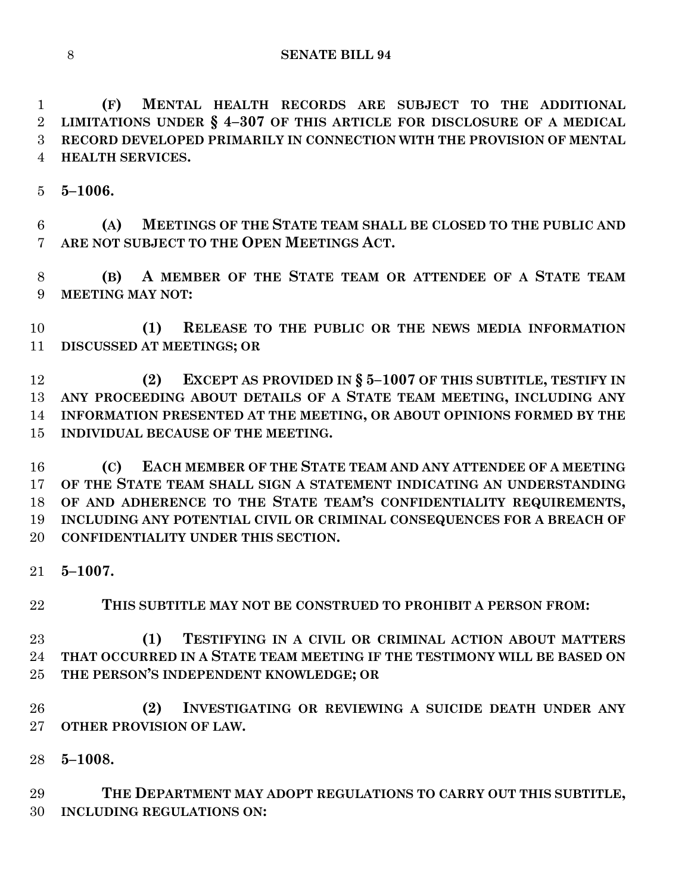**(F) MENTAL HEALTH RECORDS ARE SUBJECT TO THE ADDITIONAL LIMITATIONS UNDER § 4–307 OF THIS ARTICLE FOR DISCLOSURE OF A MEDICAL RECORD DEVELOPED PRIMARILY IN CONNECTION WITH THE PROVISION OF MENTAL HEALTH SERVICES.**

**5–1006.**

**(A) MEETINGS OF THE STATE TEAM SHALL BE CLOSED TO THE PUBLIC AND ARE NOT SUBJECT TO THE OPEN MEETINGS ACT.**

**(B) A MEMBER OF THE STATE TEAM OR ATTENDEE OF A STATE TEAM MEETING MAY NOT:**

**(1) RELEASE TO THE PUBLIC OR THE NEWS MEDIA INFORMATION DISCUSSED AT MEETINGS; OR**

**(2) EXCEPT AS PROVIDED IN § 5–1007 OF THIS SUBTITLE, TESTIFY IN ANY PROCEEDING ABOUT DETAILS OF A STATE TEAM MEETING, INCLUDING ANY INFORMATION PRESENTED AT THE MEETING, OR ABOUT OPINIONS FORMED BY THE INDIVIDUAL BECAUSE OF THE MEETING.**

**(C) EACH MEMBER OF THE STATE TEAM AND ANY ATTENDEE OF A MEETING OF THE STATE TEAM SHALL SIGN A STATEMENT INDICATING AN UNDERSTANDING OF AND ADHERENCE TO THE STATE TEAM'S CONFIDENTIALITY REQUIREMENTS, INCLUDING ANY POTENTIAL CIVIL OR CRIMINAL CONSEQUENCES FOR A BREACH OF CONFIDENTIALITY UNDER THIS SECTION.**

**5–1007.**

**THIS SUBTITLE MAY NOT BE CONSTRUED TO PROHIBIT A PERSON FROM:**

**(1) TESTIFYING IN A CIVIL OR CRIMINAL ACTION ABOUT MATTERS THAT OCCURRED IN A STATE TEAM MEETING IF THE TESTIMONY WILL BE BASED ON THE PERSON'S INDEPENDENT KNOWLEDGE; OR**

**(2) INVESTIGATING OR REVIEWING A SUICIDE DEATH UNDER ANY OTHER PROVISION OF LAW.**

**5–1008.**

**THE DEPARTMENT MAY ADOPT REGULATIONS TO CARRY OUT THIS SUBTITLE, INCLUDING REGULATIONS ON:**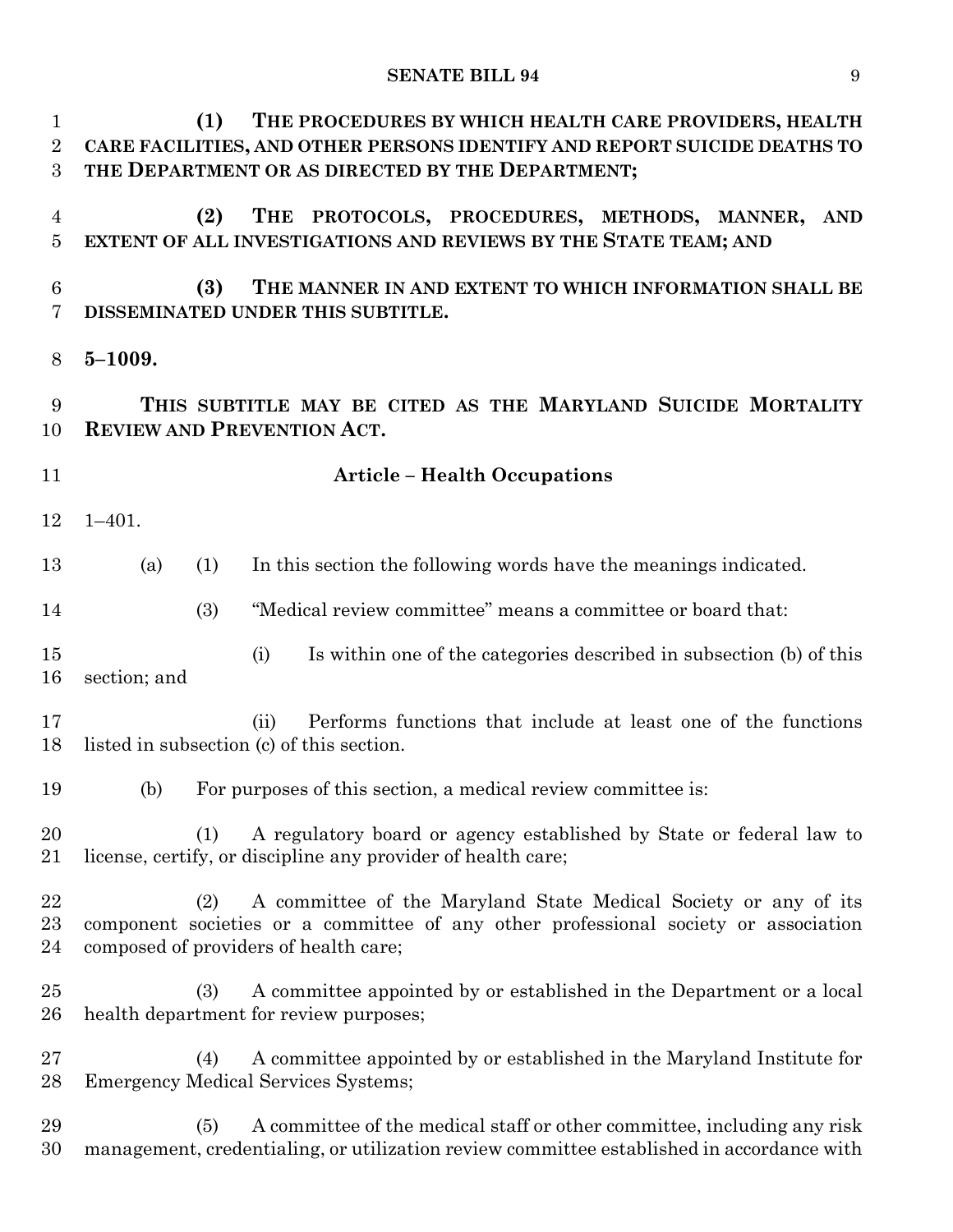**(1) THE PROCEDURES BY WHICH HEALTH CARE PROVIDERS, HEALTH CARE FACILITIES, AND OTHER PERSONS IDENTIFY AND REPORT SUICIDE DEATHS TO THE DEPARTMENT OR AS DIRECTED BY THE DEPARTMENT;**

**(2) THE PROTOCOLS, PROCEDURES, METHODS, MANNER, AND EXTENT OF ALL INVESTIGATIONS AND REVIEWS BY THE STATE TEAM; AND**

**(3) THE MANNER IN AND EXTENT TO WHICH INFORMATION SHALL BE DISSEMINATED UNDER THIS SUBTITLE.**

**5–1009.**

**THIS SUBTITLE MAY BE CITED AS THE MARYLAND SUICIDE MORTALITY REVIEW AND PREVENTION ACT.**

**Article – Health Occupations**

1–401.

(a) (1) In this section the following words have the meanings indicated.

(3) "Medical review committee" means a committee or board that:

(i) Is within one of the categories described in subsection (b) of this section; and

(ii) Performs functions that include at least one of the functions listed in subsection (c) of this section.

(b) For purposes of this section, a medical review committee is:

(1) A regulatory board or agency established by State or federal law to license, certify, or discipline any provider of health care;

(2) A committee of the Maryland State Medical Society or any of its component societies or a committee of any other professional society or association composed of providers of health care;

(3) A committee appointed by or established in the Department or a local health department for review purposes;

(4) A committee appointed by or established in the Maryland Institute for Emergency Medical Services Systems;

(5) A committee of the medical staff or other committee, including any risk management, credentialing, or utilization review committee established in accordance with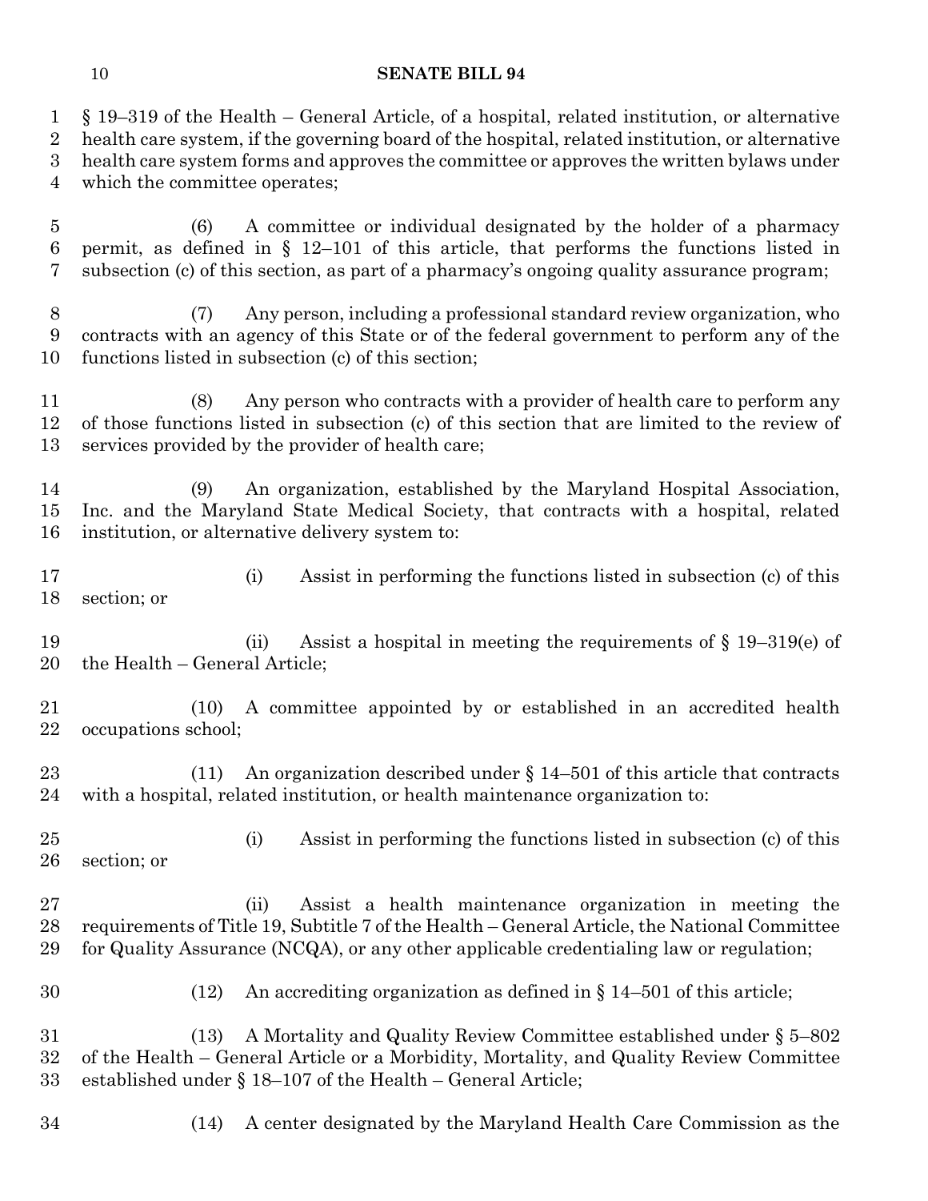§ 19–319 of the Health – General Article, of a hospital, related institution, or alternative health care system, if the governing board of the hospital, related institution, or alternative health care system forms and approves the committee or approves the written bylaws under which the committee operates;

(6) A committee or individual designated by the holder of a pharmacy permit, as defined in § 12–101 of this article, that performs the functions listed in subsection (c) of this section, as part of a pharmacy's ongoing quality assurance program;

(7) Any person, including a professional standard review organization, who contracts with an agency of this State or of the federal government to perform any of the functions listed in subsection (c) of this section;

(8) Any person who contracts with a provider of health care to perform any of those functions listed in subsection (c) of this section that are limited to the review of services provided by the provider of health care;

(9) An organization, established by the Maryland Hospital Association, Inc. and the Maryland State Medical Society, that contracts with a hospital, related institution, or alternative delivery system to:

(i) Assist in performing the functions listed in subsection (c) of this section; or

(ii) Assist a hospital in meeting the requirements of § 19–319(e) of the Health – General Article;

(10) A committee appointed by or established in an accredited health occupations school;

(11) An organization described under § 14–501 of this article that contracts with a hospital, related institution, or health maintenance organization to:

(i) Assist in performing the functions listed in subsection (c) of this section; or

(ii) Assist a health maintenance organization in meeting the requirements of Title 19, Subtitle 7 of the Health – General Article, the National Committee for Quality Assurance (NCQA), or any other applicable credentialing law or regulation;

(12) An accrediting organization as defined in § 14–501 of this article;

(13) A Mortality and Quality Review Committee established under § 5–802 of the Health – General Article or a Morbidity, Mortality, and Quality Review Committee established under § 18–107 of the Health – General Article;

(14) A center designated by the Maryland Health Care Commission as the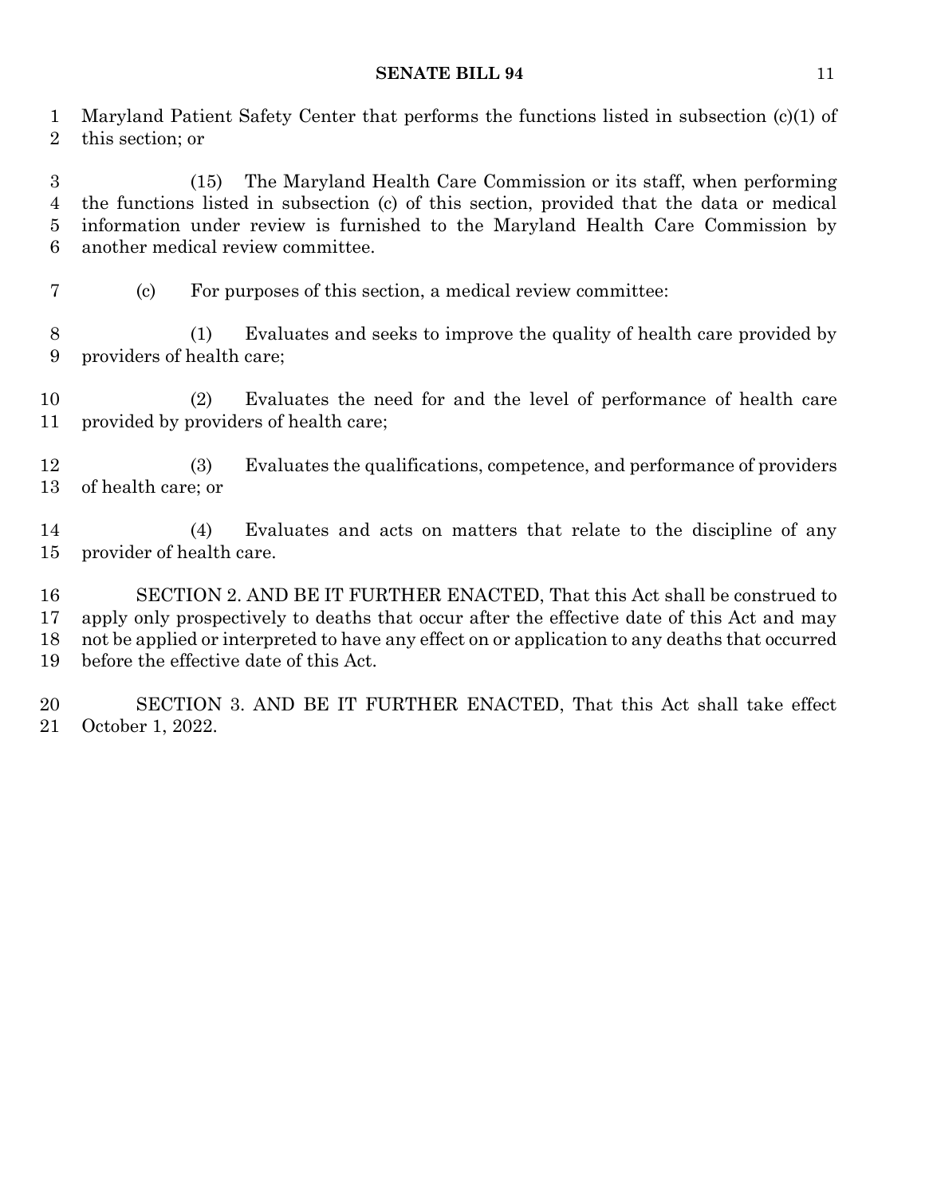Maryland Patient Safety Center that performs the functions listed in subsection (c)(1) of this section; or

(15) The Maryland Health Care Commission or its staff, when performing the functions listed in subsection (c) of this section, provided that the data or medical information under review is furnished to the Maryland Health Care Commission by another medical review committee.

(c) For purposes of this section, a medical review committee:

(1) Evaluates and seeks to improve the quality of health care provided by providers of health care;

(2) Evaluates the need for and the level of performance of health care provided by providers of health care;

(3) Evaluates the qualifications, competence, and performance of providers of health care; or

(4) Evaluates and acts on matters that relate to the discipline of any provider of health care.

SECTION 2. AND BE IT FURTHER ENACTED, That this Act shall be construed to apply only prospectively to deaths that occur after the effective date of this Act and may not be applied or interpreted to have any effect on or application to any deaths that occurred before the effective date of this Act.

SECTION 3. AND BE IT FURTHER ENACTED, That this Act shall take effect October 1, 2022.